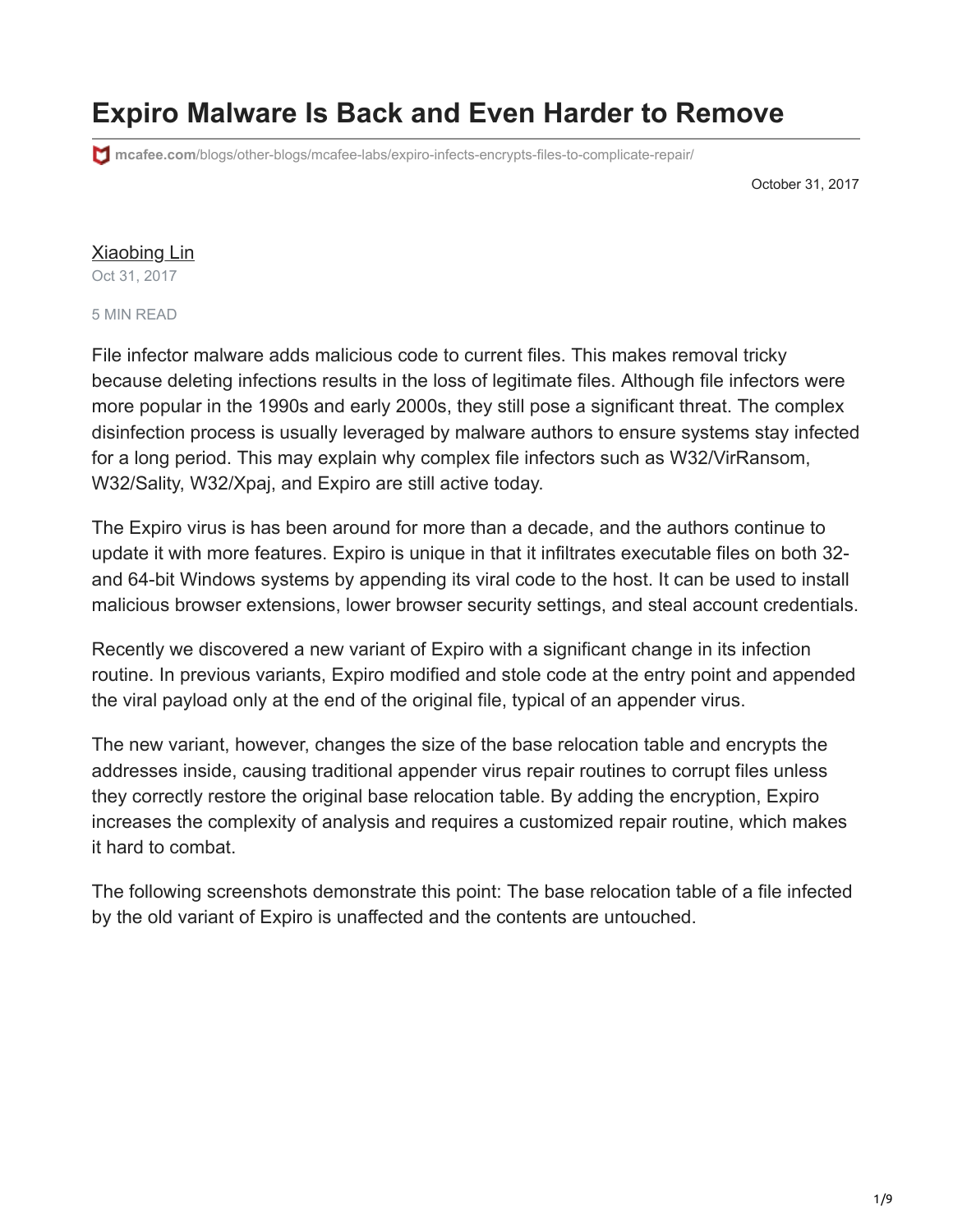# Expiro Malware Is Back and Even Harder to Remove

mcafee.com/blogs/other-blogs/mcafee-labs/expiro-infects-encrypts-files-to-complicate-repair/

October 31, 2017

Xiaobing Lin

Oct 31, 2017

5 MIN READ

File infector malware adds malicious code to current files. This makes removal tricky because deleting infections results in the loss of legitimate files. Although file infectors were more popular in the 1990s and early 2000s, they still pose a significant threat. The complex disinfection process is usually leveraged by malware authors to ensure systems stay infected for a long period. This may explain why complex file infectors such as W32/VirRansom, W32/Sality, W32/Xpaj, and Expiro are still active today.

The Expiro virus is has been around for more than a decade, and the authors continue to update it with more features. Expiro is unique in that it infiltrates executable files on both 32- and 64-bit Windows systems by appending its viral code to the host. It can be used to install malicious browser extensions, lower browser security settings, and steal account credentials.

Recently we discovered a new variant of Expiro with a significant change in its infection routine. In previous variants, Expiro modified and stole code at the entry point and appended the viral payload only at the end of the original file, typical of an appender virus.

The new variant, however, changes the size of the base relocation table and encrypts the addresses inside, causing traditional appender virus repair routines to corrupt files unless they correctly restore the original base relocation table. By adding the encryption, Expiro increases the complexity of analysis and requires a customized repair routine, which makes it hard to combat.

The following screenshots demonstrate this point: The base relocation table of a file infected by the old variant of Expiro is unaffected and the contents are untouched.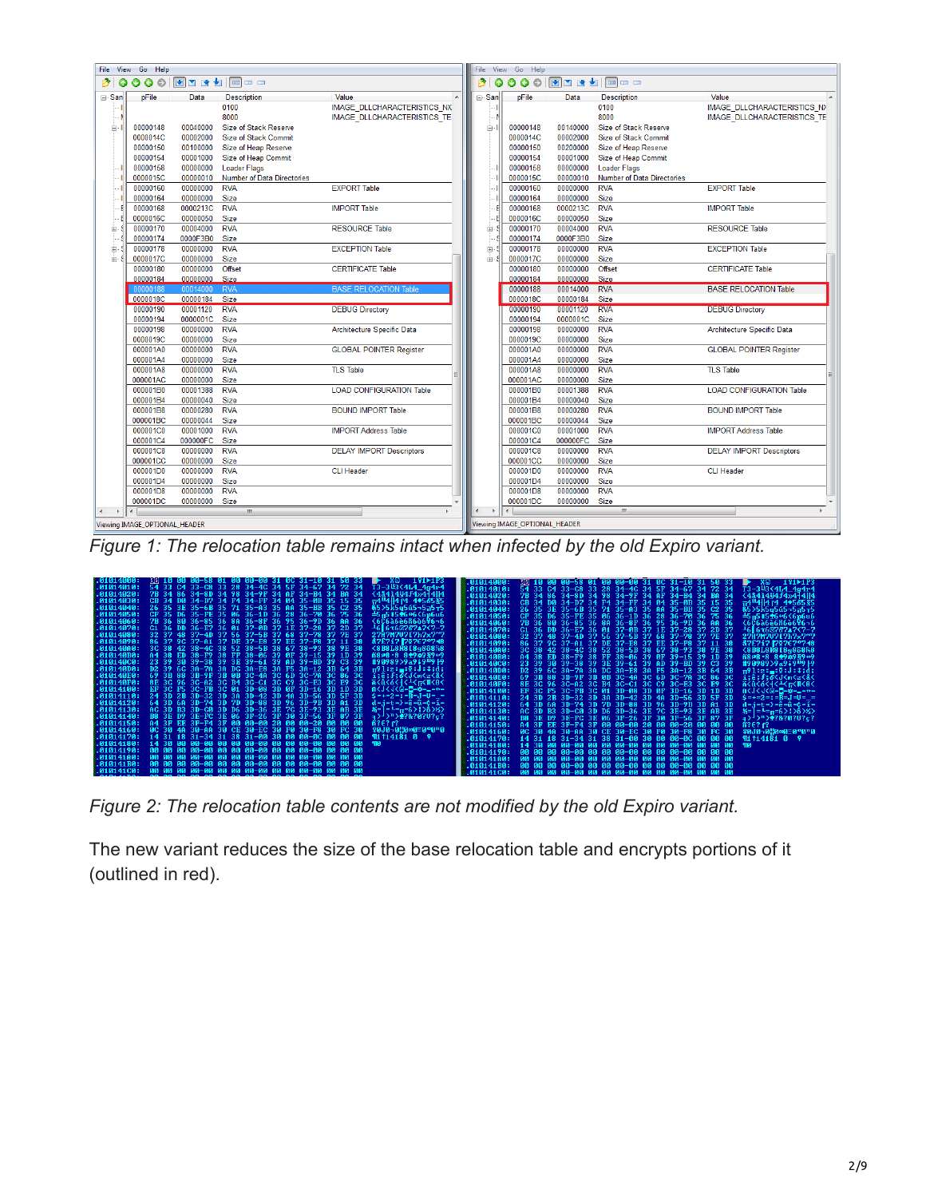Figure 1: The relocation table remains intact when infected by the old Expiro variant.

Figure 2: The relocation table contents are not modified by the old Expiro variant.

The new variant reduces the size of the base relocation table and encrypts portions of it (outlined in red).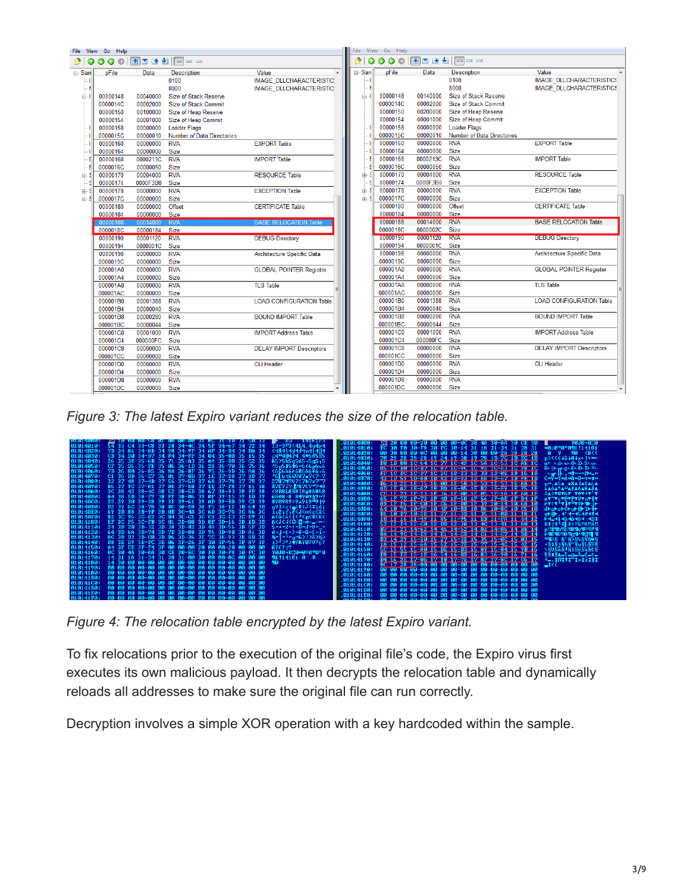*Figure 3: The latest Expiro variant reduces the size of the relocation table.*

*Figure 4: The relocation table encrypted by the latest Expiro variant.*

To fix relocations prior to the execution of the original file's code, the Expiro virus first executes its own malicious payload. It then decrypts the relocation table and dynamically reloads all addresses to make sure the original file can run correctly.

Decryption involves a simple XOR operation with a key hardcoded within the sample.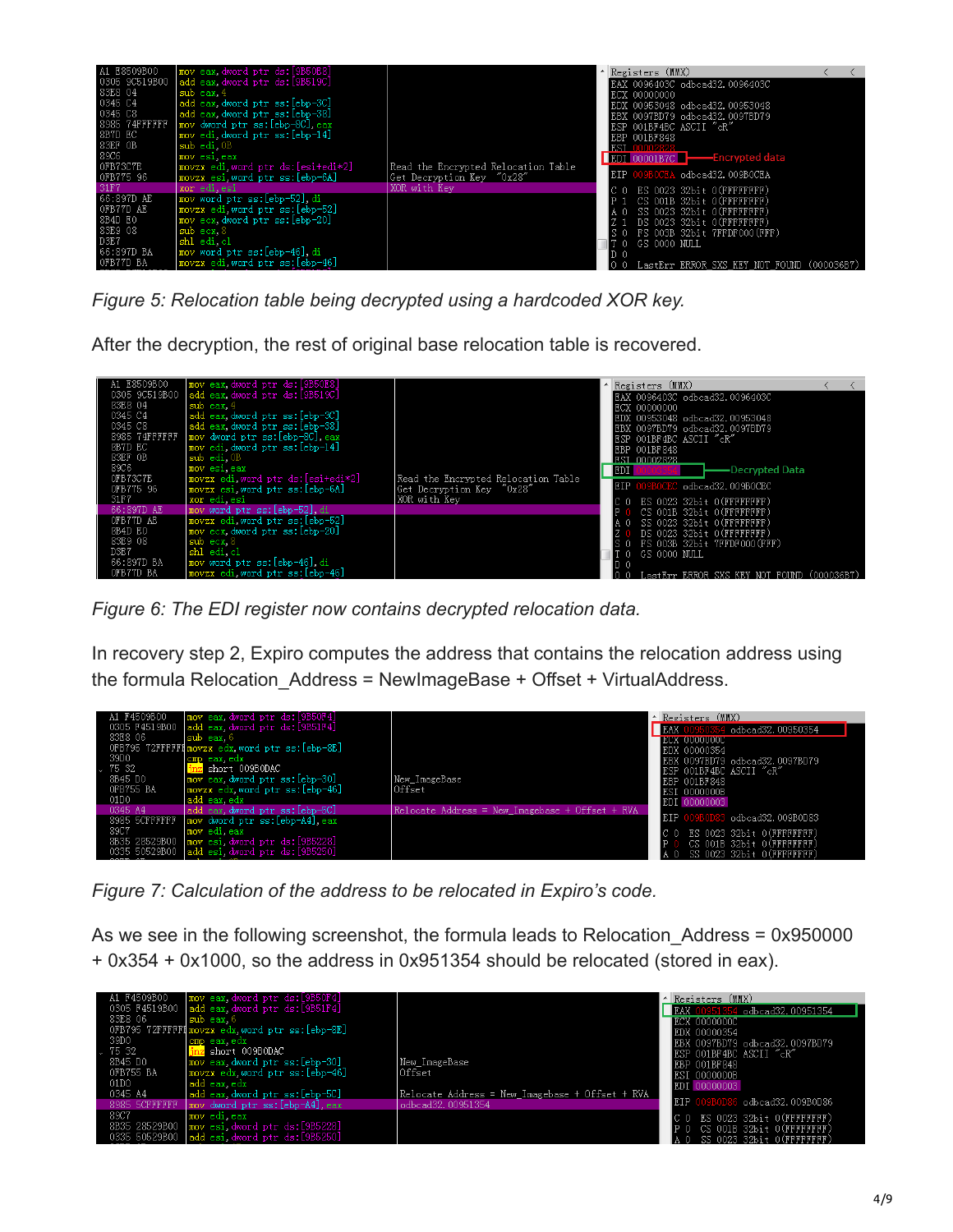*Figure 5: Relocation table being decrypted using a hardcoded XOR key.*

After the decryption, the rest of original base relocation table is recovered.

*Figure 6: The EDI register now contains decrypted relocation data.*

In recovery step 2, Expiro computes the address that contains the relocation address using the formula Relocation_Address = NewImageBase + Offset + VirtualAddress.

*Figure 7: Calculation of the address to be relocated in Expiro's code.*

As we see in the following screenshot, the formula leads to Relocation_Address = 0x950000 + 0x354 + 0x1000, so the address in 0x951354 should be relocated (stored in eax).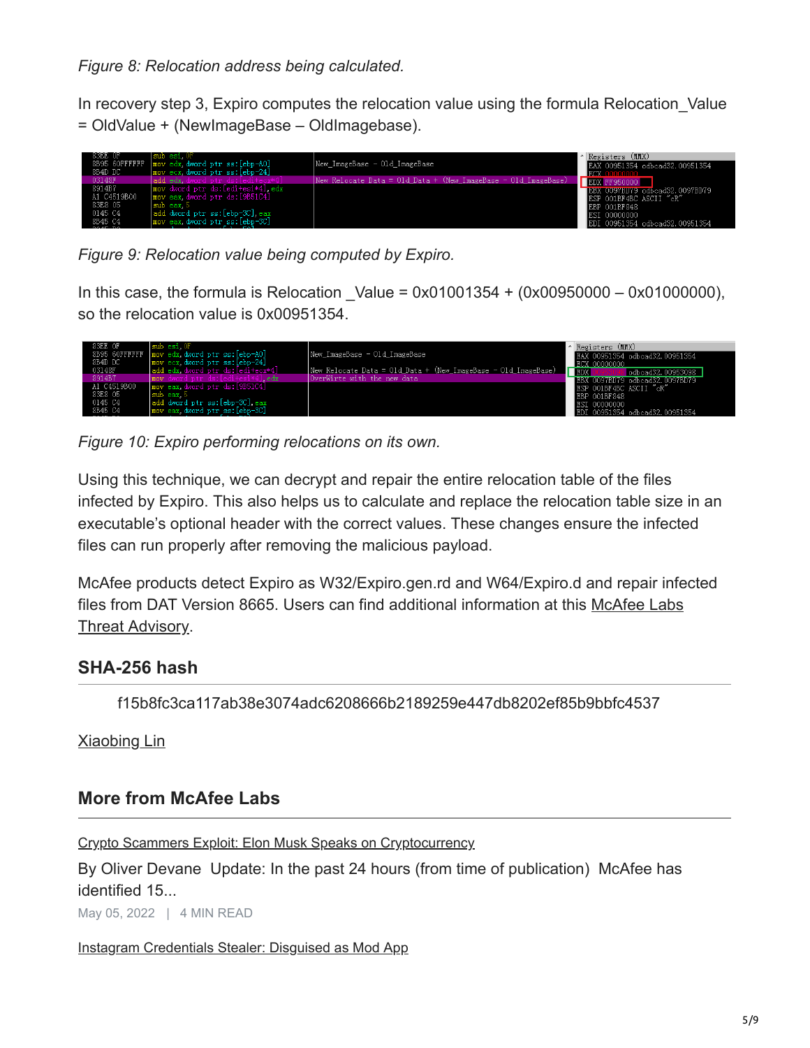*Figure 8: Relocation address being calculated.*

In recovery step 3, Expiro computes the relocation value using the formula Relocation_Value = OldValue + (NewImageBase – OldImagebase).

*Figure 9: Relocation value being computed by Expiro.*

In this case, the formula is Relocation _Value = 0x01001354 + (0x00950000 – 0x01000000), so the relocation value is 0x00951354.

*Figure 10: Expiro performing relocations on its own.*

Using this technique, we can decrypt and repair the entire relocation table of the files infected by Expiro. This also helps us to calculate and replace the relocation table size in an executable's optional header with the correct values. These changes ensure the infected files can run properly after removing the malicious payload.

McAfee products detect Expiro as W32/Expiro.gen.rd and W64/Expiro.d and repair infected files from DAT Version 8665. Users can find additional information at this McAfee Labs Threat Advisory.

## SHA-256 hash

f15b8fc3ca117ab38e3074adc6208666b2189259e447db8202ef85b9bbfc4537

Xiaobing Lin

## More from McAfee Labs

Crypto Scammers Exploit: Elon Musk Speaks on Cryptocurrency

By Oliver Devane Update: In the past 24 hours (from time of publication) McAfee has identified 15...

May 05, 2022 | 4 MIN READ

Instagram Credentials Stealer: Disguised as Mod App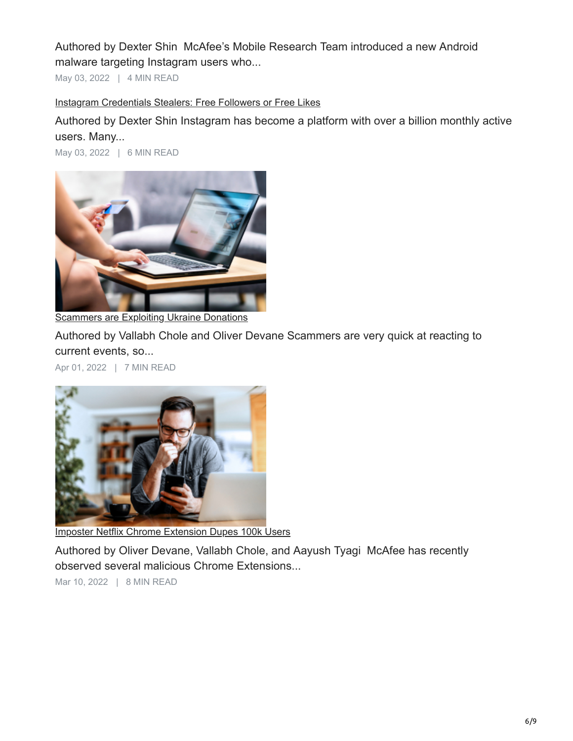Authored by Dexter Shin  McAfee's Mobile Research Team introduced a new Android malware targeting Instagram users who...

May 03, 2022 | 4 MIN READ

Instagram Credentials Stealers: Free Followers or Free Likes

Authored by Dexter Shin Instagram has become a platform with over a billion monthly active users. Many...

May 03, 2022 | 6 MIN READ

Scammers are Exploiting Ukraine Donations

Authored by Vallabh Chole and Oliver Devane Scammers are very quick at reacting to current events, so...

Apr 01, 2022 | 7 MIN READ

Imposter Netflix Chrome Extension Dupes 100k Users

Authored by Oliver Devane, Vallabh Chole, and Aayush Tyagi  McAfee has recently observed several malicious Chrome Extensions...

Mar 10, 2022 | 8 MIN READ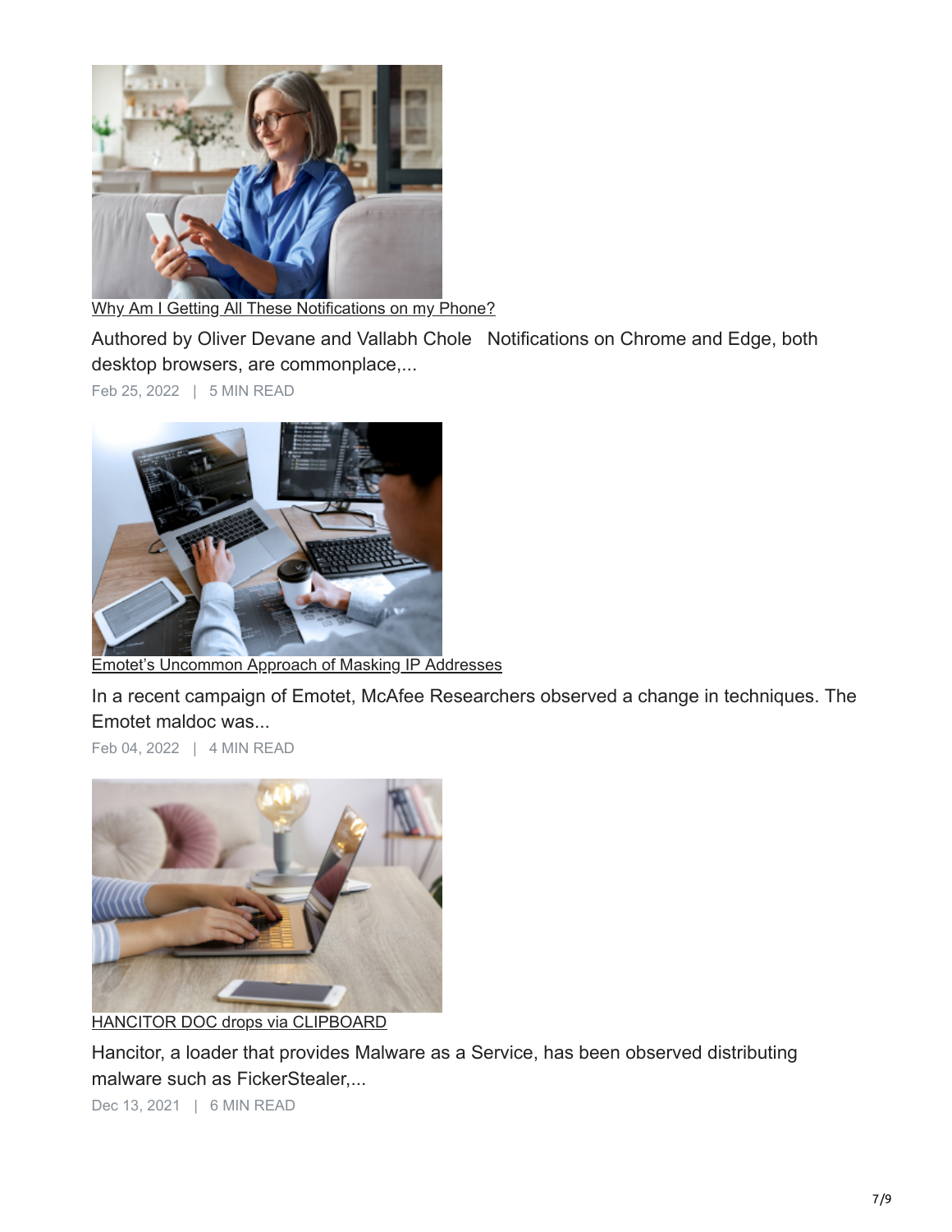[Why Am I Getting All These Notifications on my Phone?]

Authored by Oliver Devane and Vallabh Chole   Notifications on Chrome and Edge, both desktop browsers, are commonplace,...

Feb 25, 2022 | 5 MIN READ

[Emotet's Uncommon Approach of Masking IP Addresses]

In a recent campaign of Emotet, McAfee Researchers observed a change in techniques. The Emotet maldoc was...

Feb 04, 2022 | 4 MIN READ

[HANCITOR DOC drops via CLIPBOARD]

Hancitor, a loader that provides Malware as a Service, has been observed distributing malware such as FickerStealer,...

Dec 13, 2021 | 6 MIN READ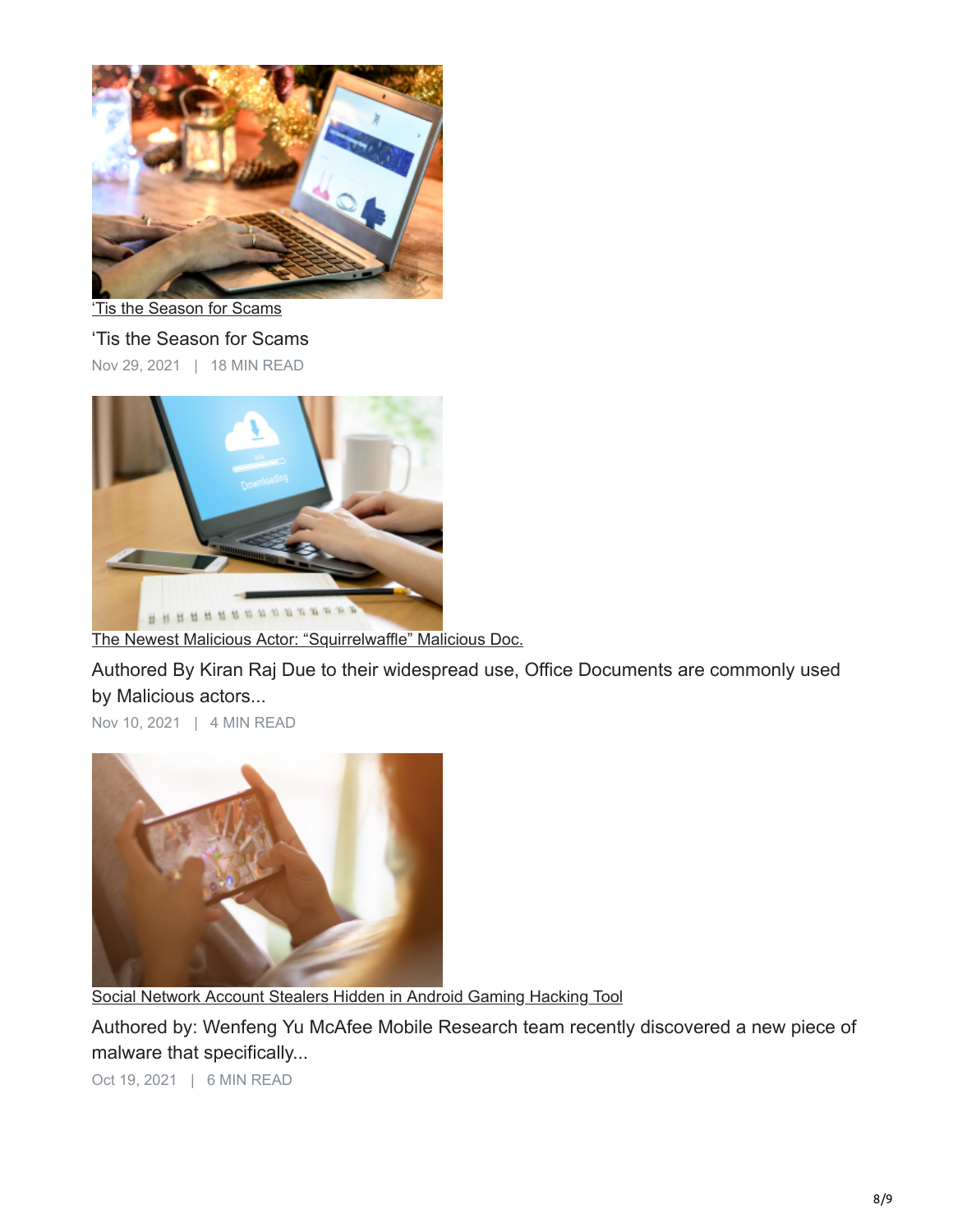['Tis the Season for Scams](#)

'Tis the Season for Scams

Nov 29, 2021 | 18 MIN READ

[The Newest Malicious Actor: "Squirrelwaffle" Malicious Doc.](#)

Authored By Kiran Raj Due to their widespread use, Office Documents are commonly used by Malicious actors...

Nov 10, 2021 | 4 MIN READ

[Social Network Account Stealers Hidden in Android Gaming Hacking Tool](#)

Authored by: Wenfeng Yu McAfee Mobile Research team recently discovered a new piece of malware that specifically...

Oct 19, 2021 | 6 MIN READ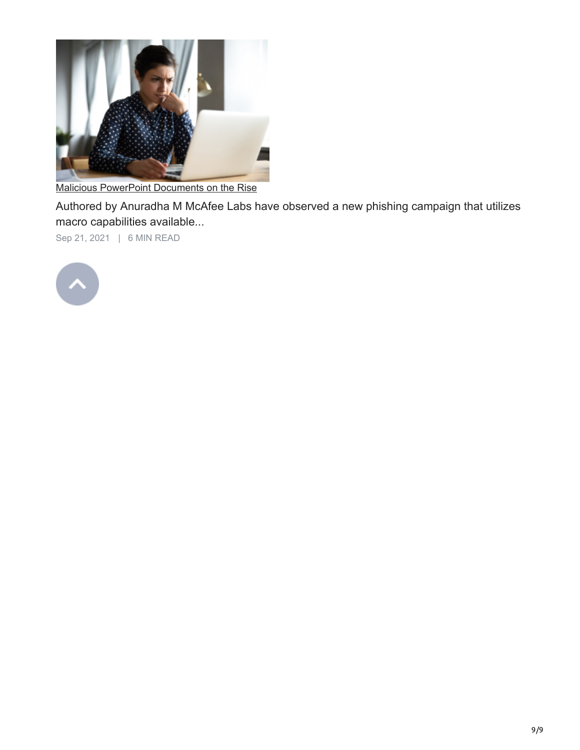[Malicious PowerPoint Documents on the Rise]

Authored by Anuradha M McAfee Labs have observed a new phishing campaign that utilizes macro capabilities available...

Sep 21, 2021 | 6 MIN READ